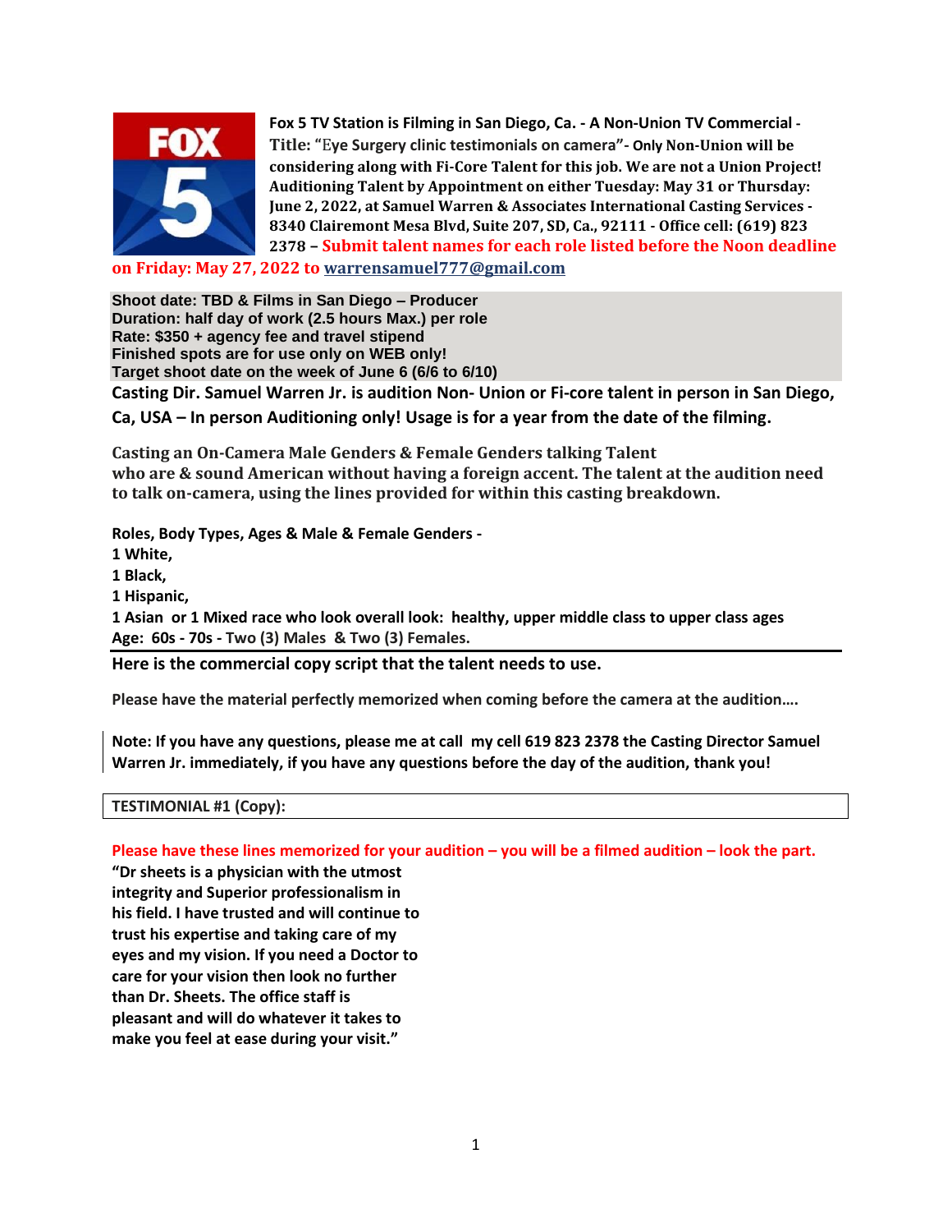**Fox 5 TV Station is Filming in San Diego, Ca. - A Non-Union TV Commercial - Title: "Eye Surgery clinic testimonials on camera"- Only Non-Union will be considering along with Fi-Core Talent for this job. We are not a Union Project! Auditioning Talent by Appointment on either Tuesday: May 31 or Thursday: June 2, 2022, at Samuel Warren & Associates International Casting Services - 8340 Clairemont Mesa Blvd, Suite 207, SD, Ca., 92111 - Office cell: (619) 823 2378 – Submit talent names for each role listed before the Noon deadline on Friday: May 27, 2022 to warrensamuel777@gmail.com**

**Shoot date: TBD & Films in San Diego – Producer**
**Duration: half day of work (2.5 hours Max.) per role**
**Rate: $350 + agency fee and travel stipend**
**Finished spots are for use only on WEB only!**
**Target shoot date on the week of June 6 (6/6 to 6/10)**

**Casting Dir. Samuel Warren Jr. is audition Non- Union or Fi-core talent in person in San Diego, Ca, USA – In person Auditioning only! Usage is for a year from the date of the filming.**

**Casting an On-Camera Male Genders & Female Genders talking Talent who are & sound American without having a foreign accent. The talent at the audition need to talk on-camera, using the lines provided for within this casting breakdown.**

**Roles, Body Types, Ages & Male & Female Genders -**
**1 White,**
**1 Black,**
**1 Hispanic,**
**1 Asian or 1 Mixed race who look overall look: healthy, upper middle class to upper class ages**
**Age: 60s - 70s - Two (3) Males & Two (3) Females.**

---

**Here is the commercial copy script that the talent needs to use.**

**Please have the material perfectly memorized when coming before the camera at the audition….**

**Note: If you have any questions, please me at call my cell 619 823 2378 the Casting Director Samuel Warren Jr. immediately, if you have any questions before the day of the audition, thank you!**

**TESTIMONIAL #1 (Copy):**

**Please have these lines memorized for your audition – you will be a filmed audition – look the part.**

**"Dr sheets is a physician with the utmost integrity and Superior professionalism in his field. I have trusted and will continue to trust his expertise and taking care of my eyes and my vision. If you need a Doctor to care for your vision then look no further than Dr. Sheets. The office staff is pleasant and will do whatever it takes to make you feel at ease during your visit."**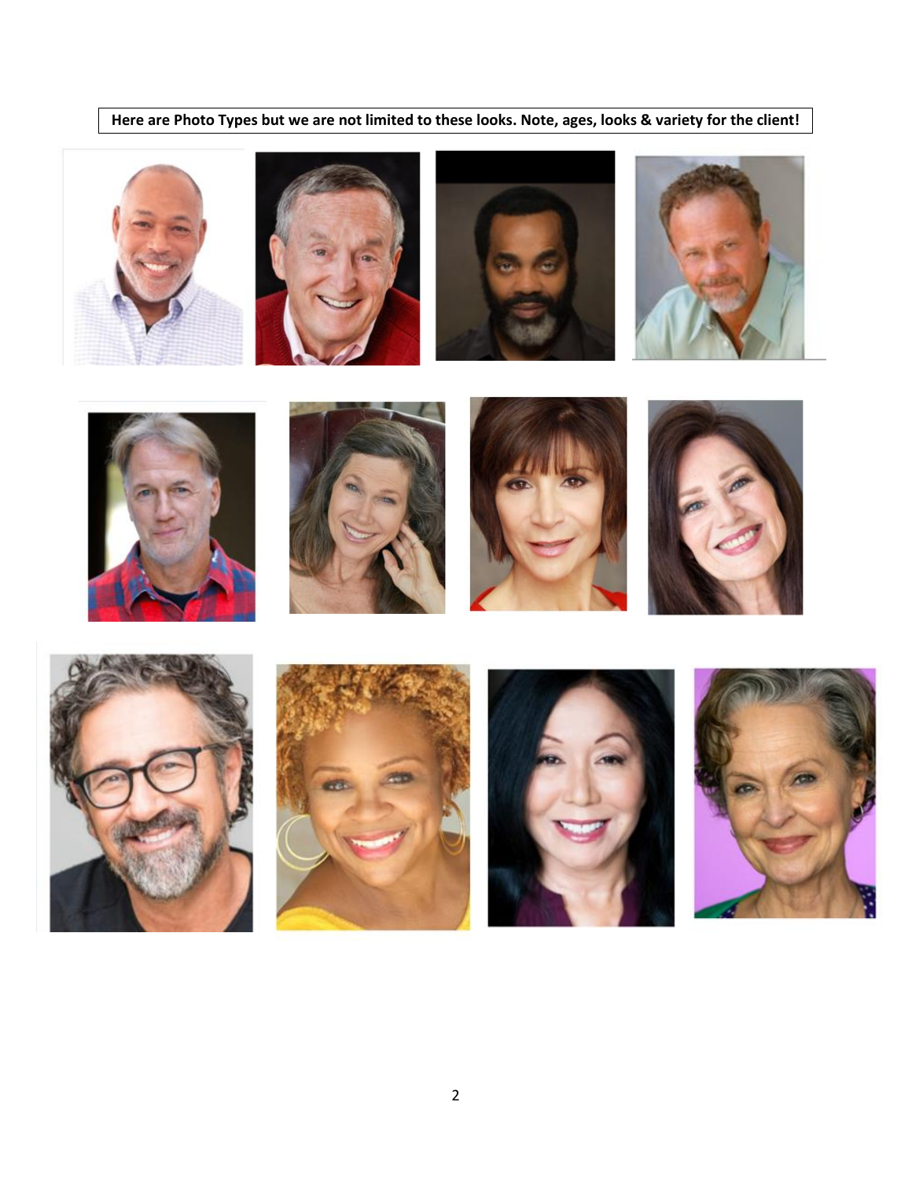**Here are Photo Types but we are not limited to these looks. Note, ages, looks & variety for the client!**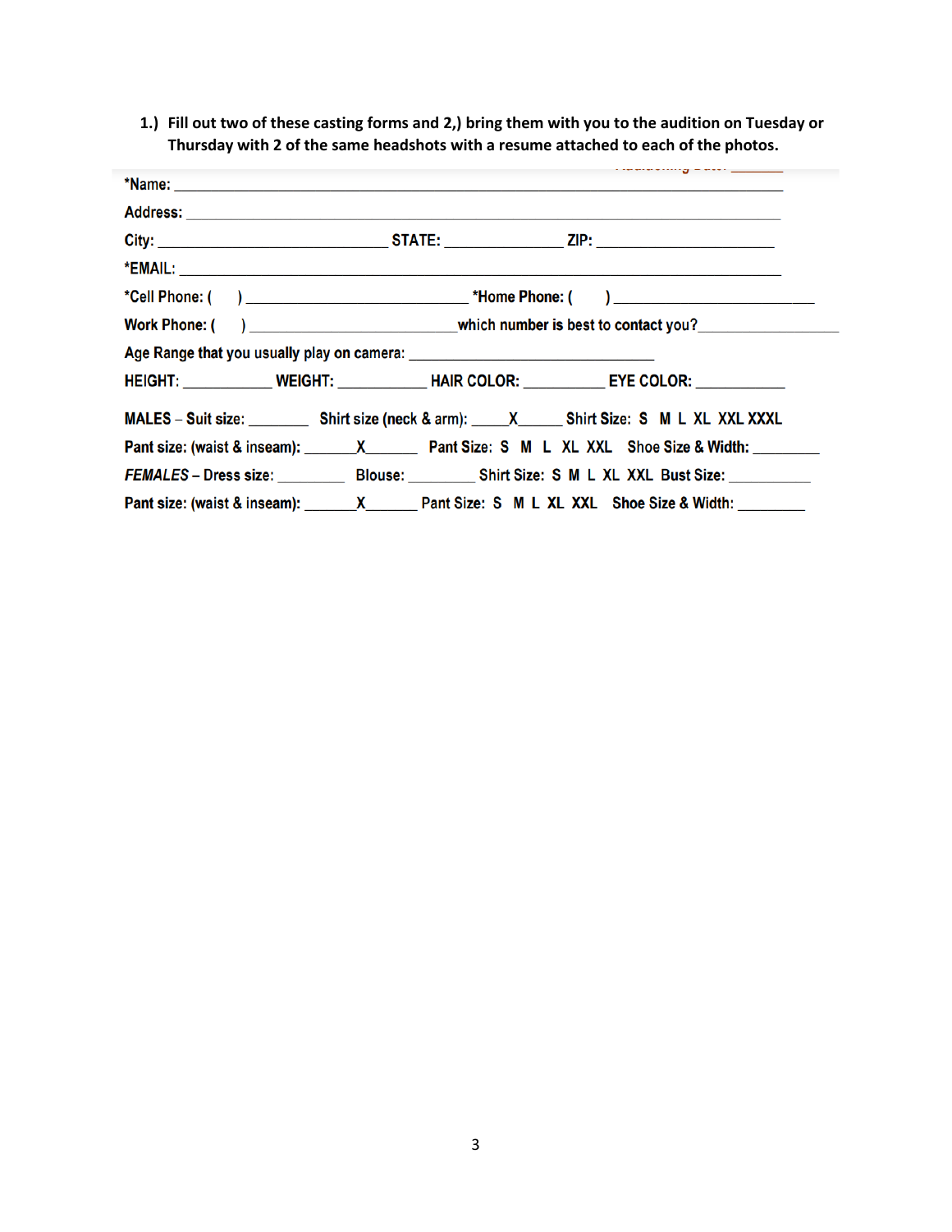1.) **Fill out two of these casting forms and 2,) bring them with you to the audition on Tuesday or Thursday with 2 of the same headshots with a resume attached to each of the photos.**

Auditioning Date: _______

*Name: ______________________________________________________________________________

Address: _____________________________________________________________________________

City: ___________________________ STATE: ______________ ZIP: ______________________

*EMAIL: ______________________________________________________________________________

*Cell Phone: (    ) __________________________ *Home Phone: (    ) _______________________

Work Phone: (    ) ________________________ which number is best to contact you? ________________

Age Range that you usually play on camera: _______________________________

HEIGHT: __________ WEIGHT: __________ HAIR COLOR: __________ EYE COLOR: ___________

MALES – Suit size: _______ Shirt size (neck & arm): _____X______ Shirt Size: S M L XL XXL XXXL

Pant size: (waist & inseam): ______X______ Pant Size: S M L XL XXL Shoe Size & Width: ________

*FEMALES* – Dress size: ________ Blouse: ________ Shirt Size: S M L XL XXL Bust Size: ___________

Pant size: (waist & inseam): ______X______ Pant Size: S M L XL XXL Shoe Size & Width: ________